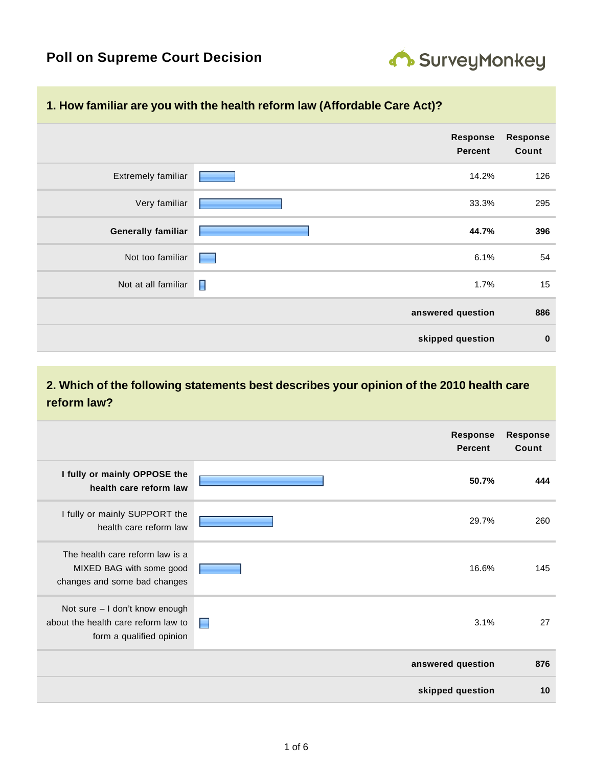# Poll on Supreme Court Decision

SurveyMonkey

## 1. How familiar are you with the health reform law (Affordable Care Act)?

| | Response Percent | Response Count |
|---|---|---|
| Extremely familiar | 14.2% | 126 |
| Very familiar | 33.3% | 295 |
| **Generally familiar** | **44.7%** | **396** |
| Not too familiar | 6.1% | 54 |
| Not at all familiar | 1.7% | 15 |
| **answered question** | | **886** |
| **skipped question** | | **0** |

## 2. Which of the following statements best describes your opinion of the 2010 health care reform law?

| | Response Percent | Response Count |
|---|---|---|
| **I fully or mainly OPPOSE the health care reform law** | **50.7%** | **444** |
| I fully or mainly SUPPORT the health care reform law | 29.7% | 260 |
| The health care reform law is a MIXED BAG with some good changes and some bad changes | 16.6% | 145 |
| Not sure – I don't know enough about the health care reform law to form a qualified opinion | 3.1% | 27 |
| **answered question** | | **876** |
| **skipped question** | | **10** |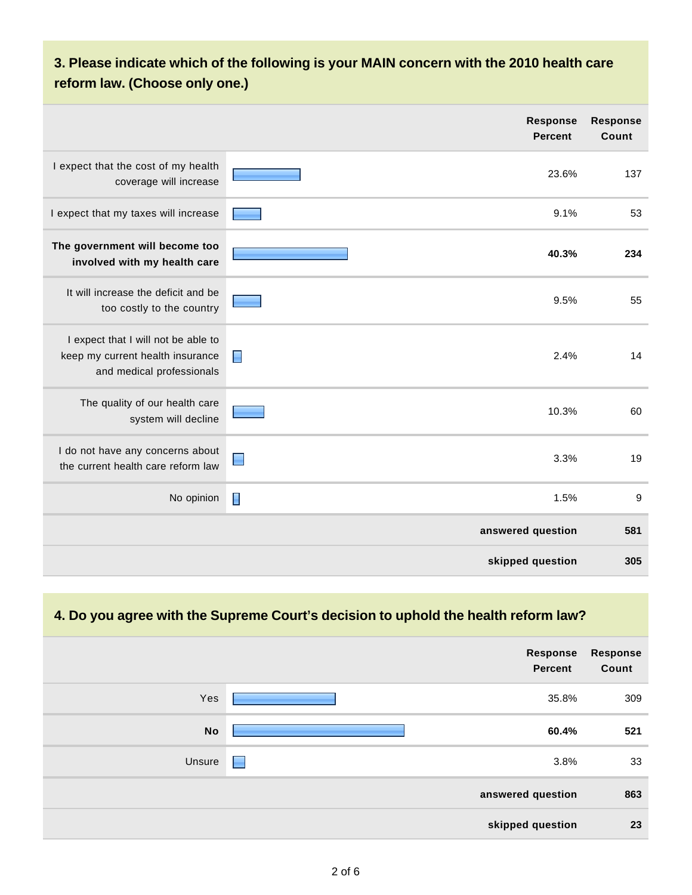### 3. Please indicate which of the following is your MAIN concern with the 2010 health care reform law. (Choose only one.)

| | Response Percent | Response Count |
|---|---|---|
| I expect that the cost of my health coverage will increase | 23.6% | 137 |
| I expect that my taxes will increase | 9.1% | 53 |
| **The government will become too involved with my health care** | **40.3%** | **234** |
| It will increase the deficit and be too costly to the country | 9.5% | 55 |
| I expect that I will not be able to keep my current health insurance and medical professionals | 2.4% | 14 |
| The quality of our health care system will decline | 10.3% | 60 |
| I do not have any concerns about the current health care reform law | 3.3% | 19 |
| No opinion | 1.5% | 9 |
| | **answered question** | **581** |
| | **skipped question** | **305** |

### 4. Do you agree with the Supreme Court's decision to uphold the health reform law?

| | Response Percent | Response Count |
|---|---|---|
| Yes | 35.8% | 309 |
| **No** | **60.4%** | **521** |
| Unsure | 3.8% | 33 |
| | **answered question** | **863** |
| | **skipped question** | **23** |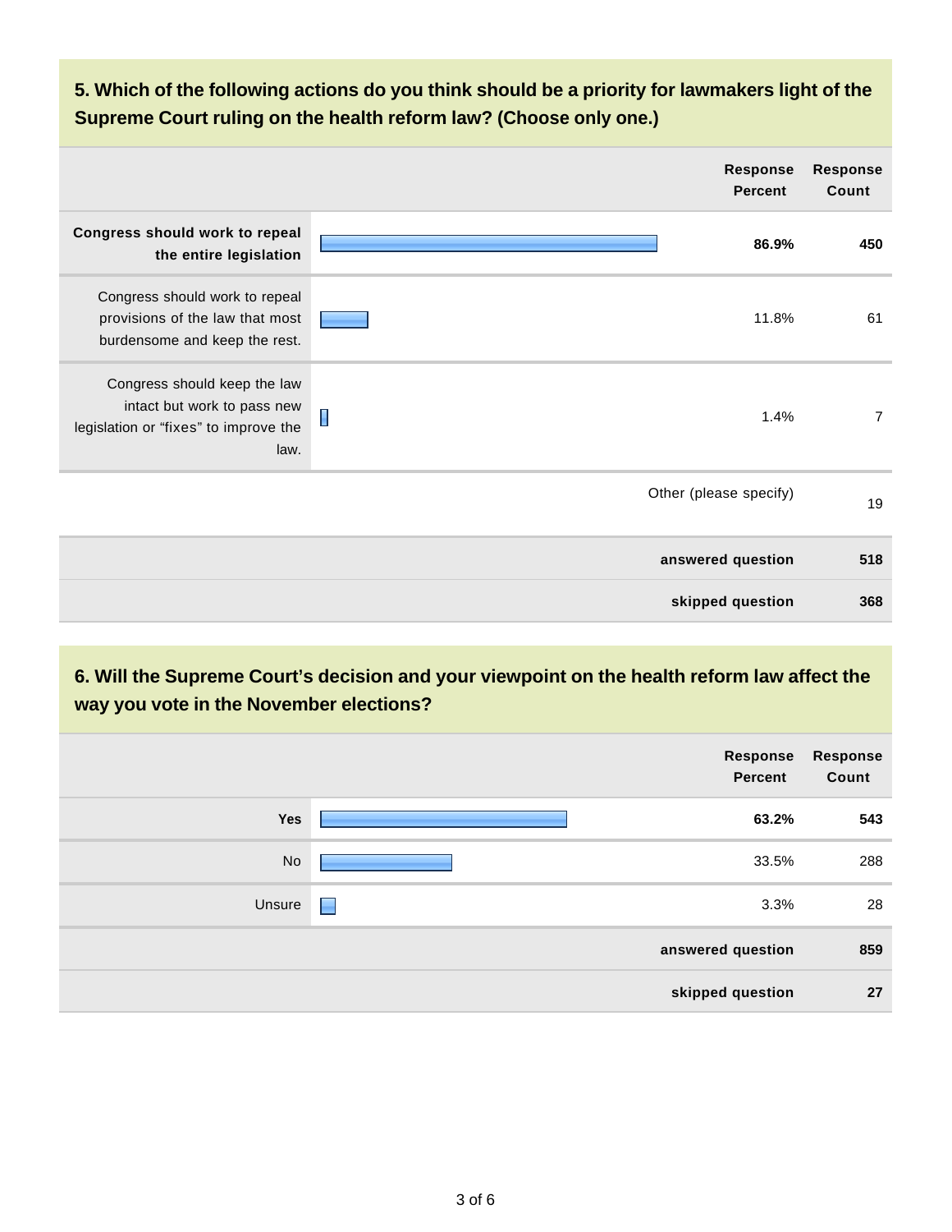## 5. Which of the following actions do you think should be a priority for lawmakers light of the Supreme Court ruling on the health reform law? (Choose only one.)

| | Response Percent | Response Count |
|---|---|---|
| **Congress should work to repeal the entire legislation** | **86.9%** | **450** |
| Congress should work to repeal provisions of the law that most burdensome and keep the rest. | 11.8% | 61 |
| Congress should keep the law intact but work to pass new legislation or "fixes" to improve the law. | 1.4% | 7 |
| Other (please specify) | | 19 |
| **answered question** | | **518** |
| **skipped question** | | **368** |

## 6. Will the Supreme Court's decision and your viewpoint on the health reform law affect the way you vote in the November elections?

| | Response Percent | Response Count |
|---|---|---|
| **Yes** | **63.2%** | **543** |
| No | 33.5% | 288 |
| Unsure | 3.3% | 28 |
| **answered question** | | **859** |
| **skipped question** | | **27** |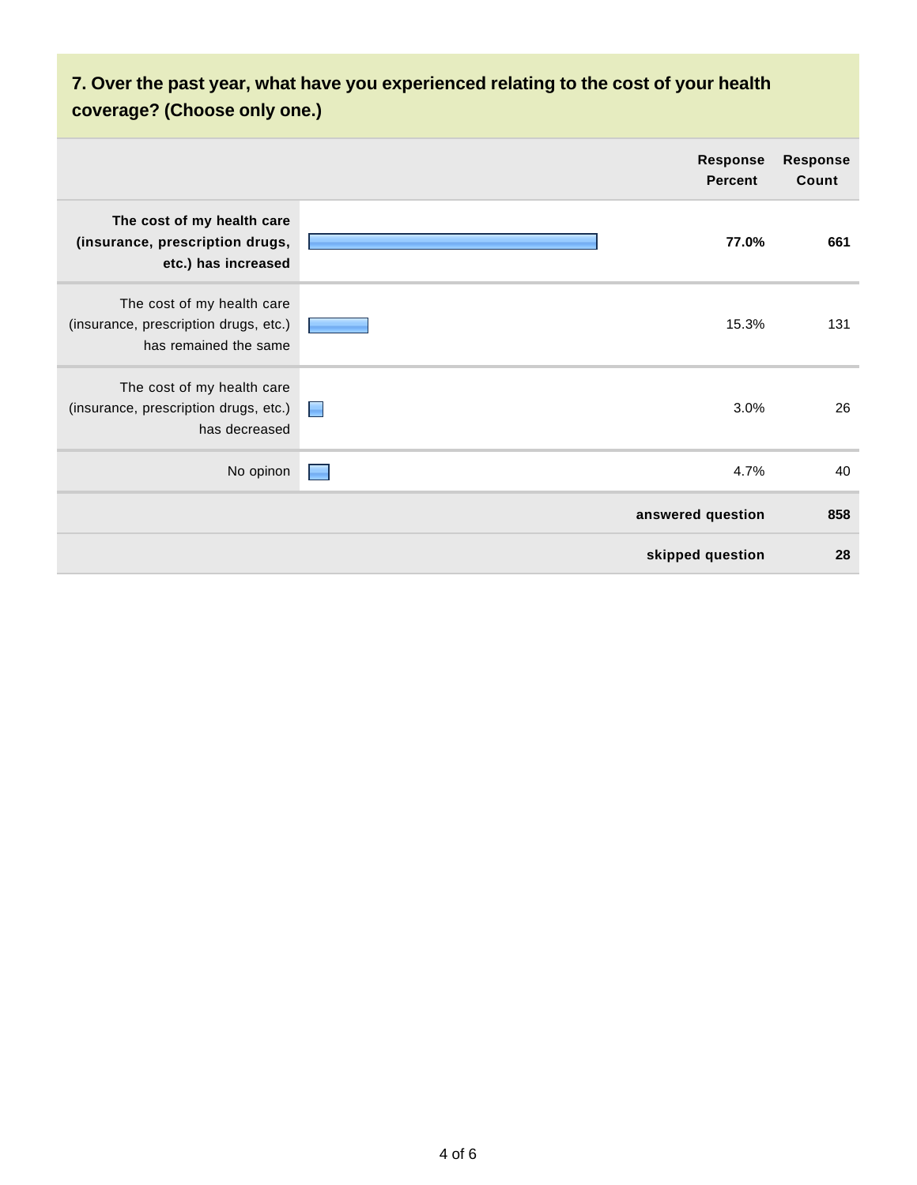### 7. Over the past year, what have you experienced relating to the cost of your health coverage? (Choose only one.)

| | Response Percent | Response Count |
|---|---|---|
| **The cost of my health care (insurance, prescription drugs, etc.) has increased** | **77.0%** | **661** |
| The cost of my health care (insurance, prescription drugs, etc.) has remained the same | 15.3% | 131 |
| The cost of my health care (insurance, prescription drugs, etc.) has decreased | 3.0% | 26 |
| No opinon | 4.7% | 40 |
| | **answered question** | **858** |
| | **skipped question** | **28** |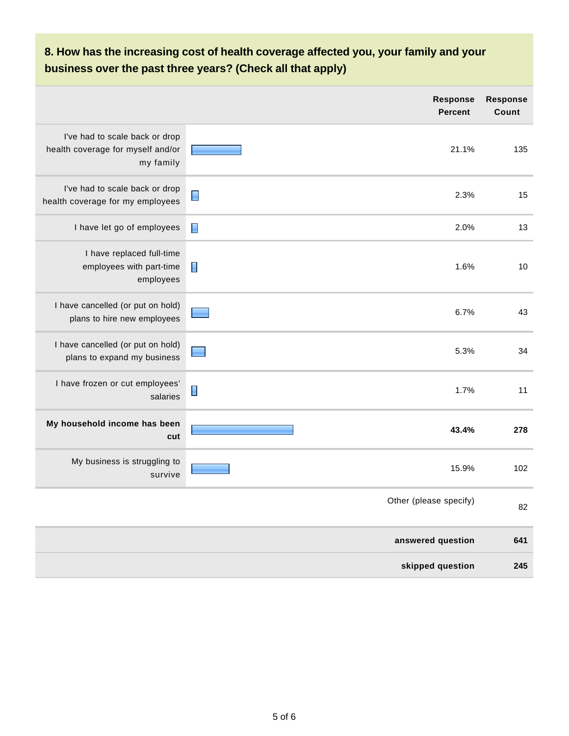## 8. How has the increasing cost of health coverage affected you, your family and your business over the past three years? (Check all that apply)

| | Response Percent | Response Count |
|---|---|---|
| I've had to scale back or drop health coverage for myself and/or my family | 21.1% | 135 |
| I've had to scale back or drop health coverage for my employees | 2.3% | 15 |
| I have let go of employees | 2.0% | 13 |
| I have replaced full-time employees with part-time employees | 1.6% | 10 |
| I have cancelled (or put on hold) plans to hire new employees | 6.7% | 43 |
| I have cancelled (or put on hold) plans to expand my business | 5.3% | 34 |
| I have frozen or cut employees' salaries | 1.7% | 11 |
| **My household income has been cut** | **43.4%** | **278** |
| My business is struggling to survive | 15.9% | 102 |
| | Other (please specify) | 82 |
| | **answered question** | **641** |
| | **skipped question** | **245** |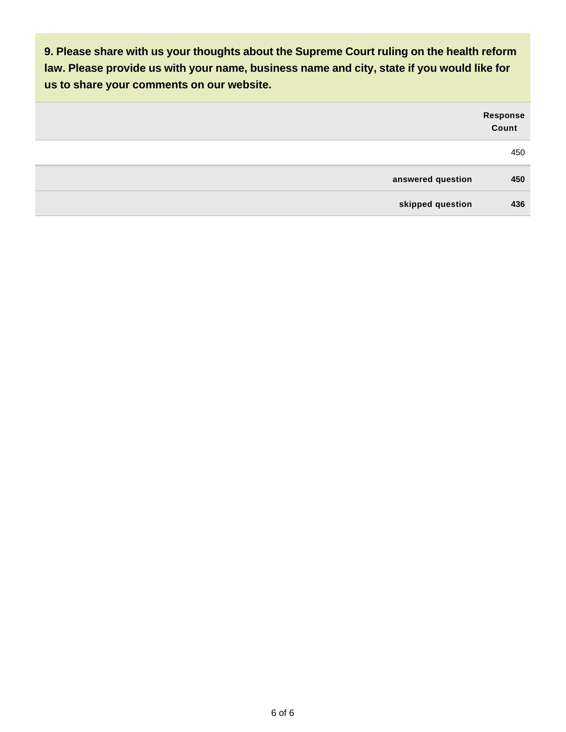**9. Please share with us your thoughts about the Supreme Court ruling on the health reform law. Please provide us with your name, business name and city, state if you would like for us to share your comments on our website.**

| | Response Count |
|---|---|
| | 450 |
| **answered question** | **450** |
| **skipped question** | **436** |